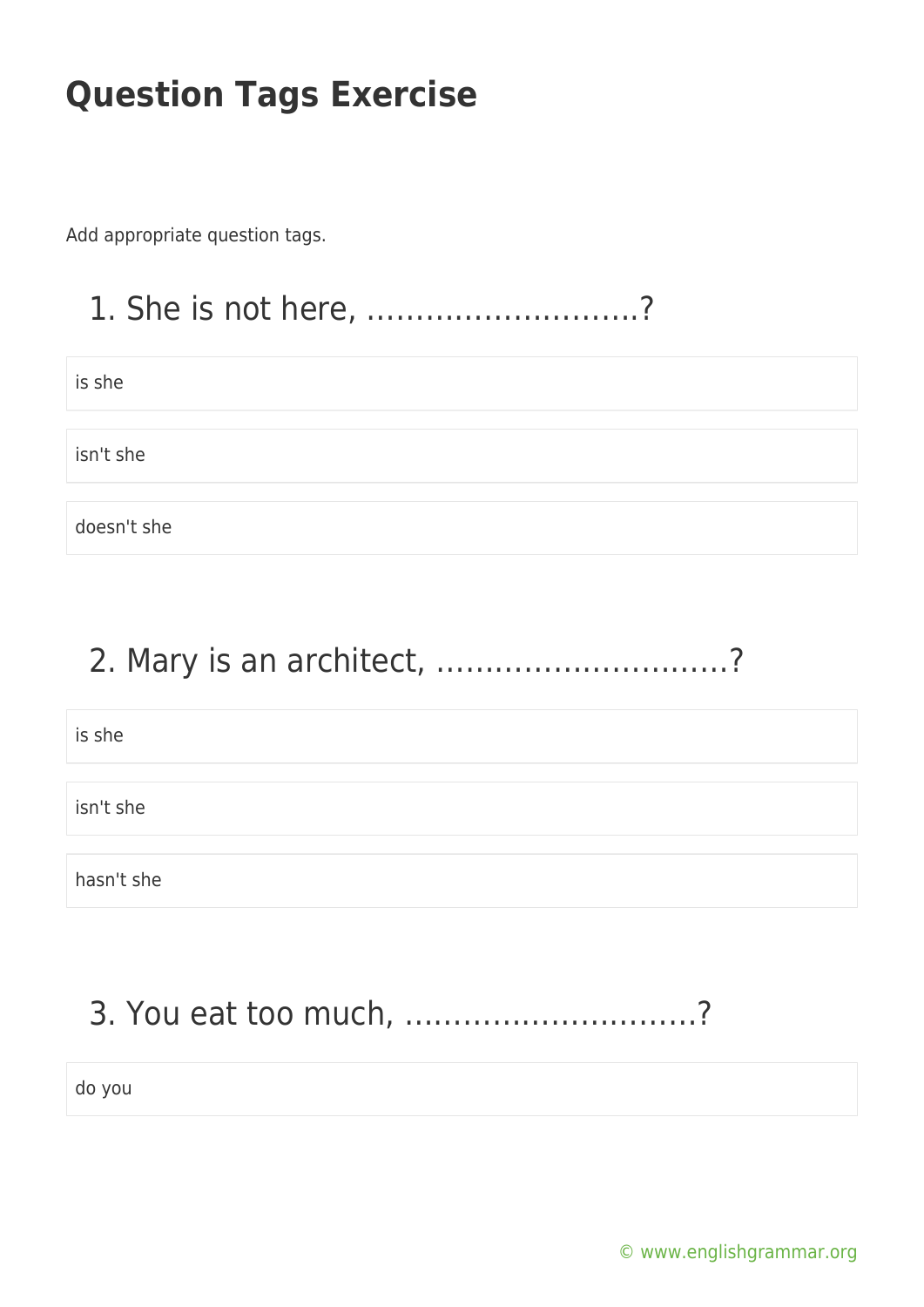# Question Tags Exercise

Add appropriate question tags.

## 1. She is not here, ..........................?

is she

isn't she

doesn't she

## 2. Mary is an architect, ...........................?

is she

isn't she

hasn't she

## 3. You eat too much, ............................?

do you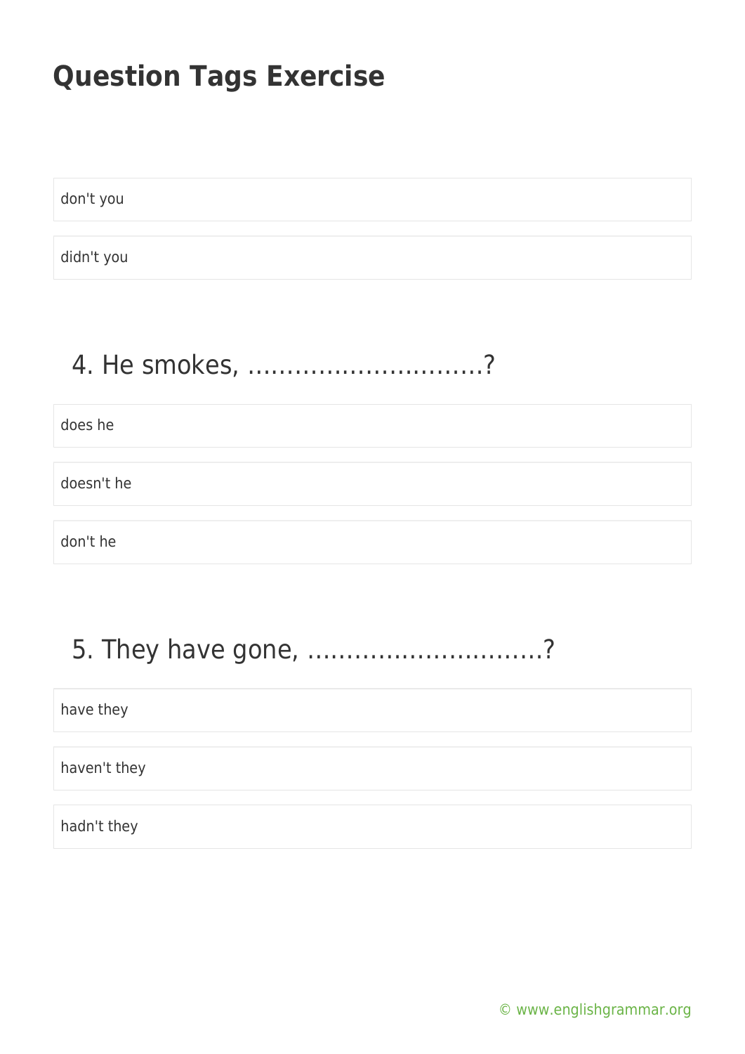# Question Tags Exercise

don't you

didn't you

## 4. He smokes, ..............................?

does he

doesn't he

don't he

## 5. They have gone, ..............................?

have they

haven't they

hadn't they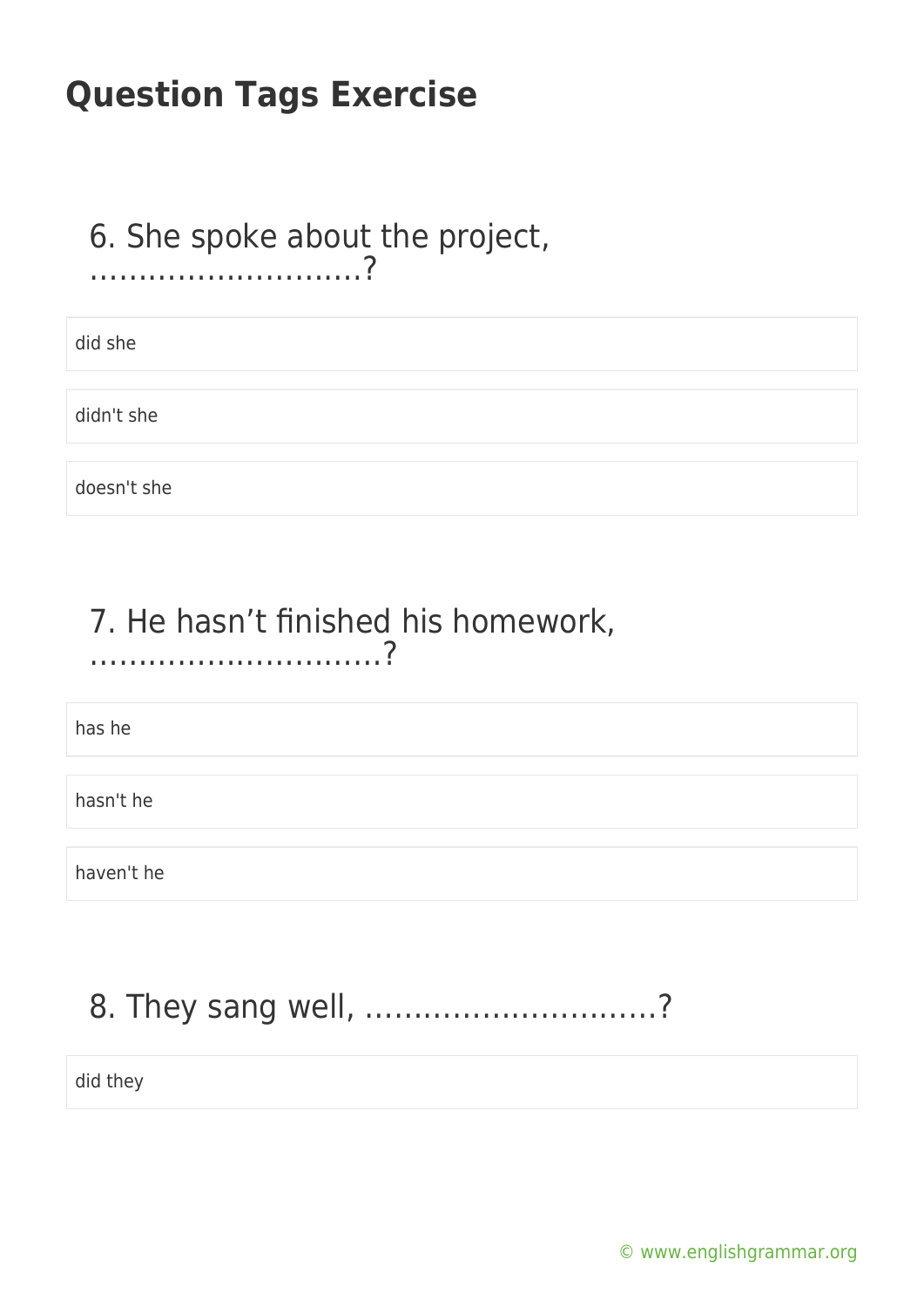# Question Tags Exercise

6. She spoke about the project, ……………………….?

did she

didn't she

doesn't she

7. He hasn’t finished his homework, ………………………..?

has he

hasn't he

haven't he

8. They sang well, …………………………?

did they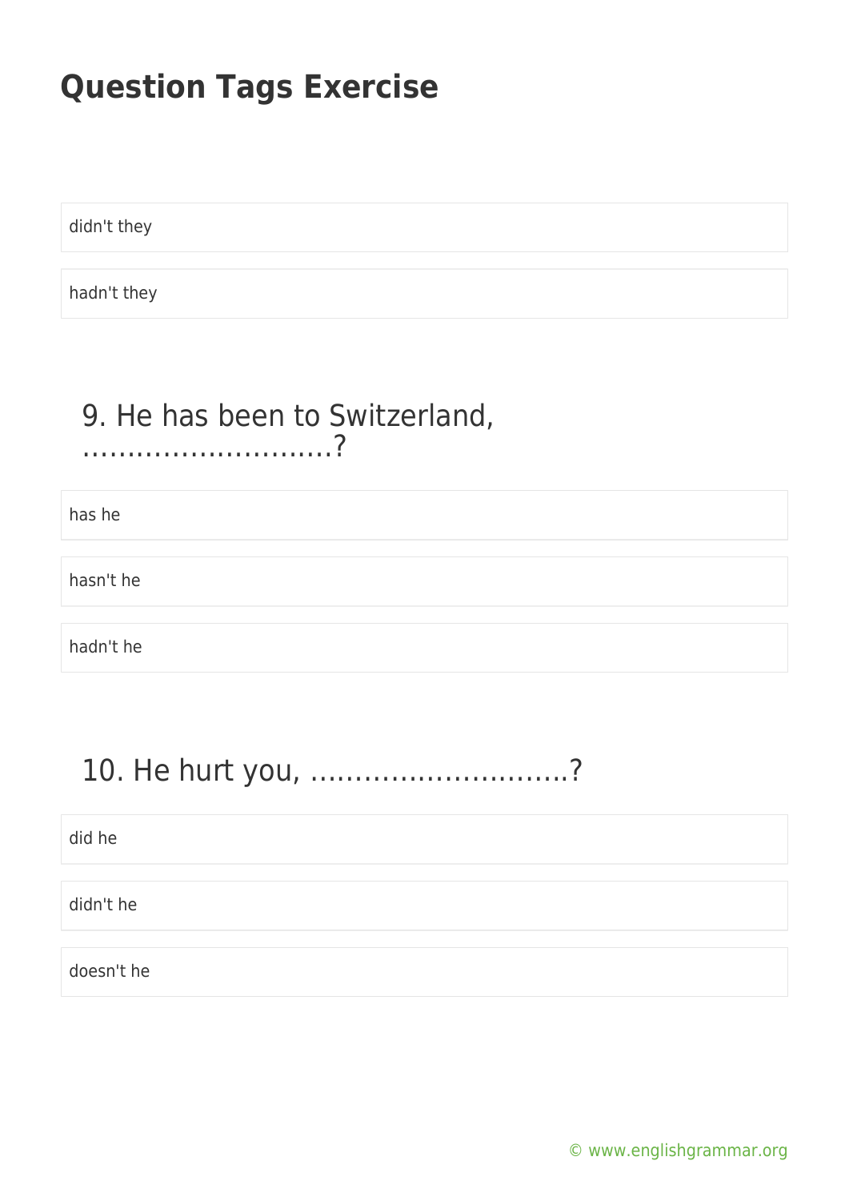# Question Tags Exercise

didn't they

hadn't they

## 9. He has been to Switzerland, ……………………….?

has he

hasn't he

hadn't he

## 10. He hurt you, ……………………….?

did he

didn't he

doesn't he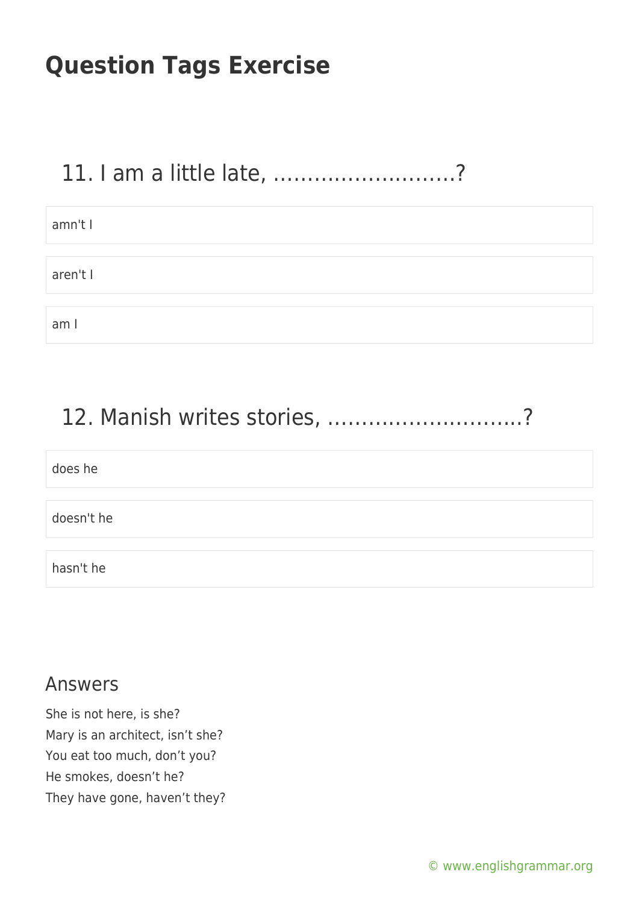# Question Tags Exercise

## 11. I am a little late, ……………………..?

- amn't I
- aren't I
- am I

## 12. Manish writes stories, ………………………..?

- does he
- doesn't he
- hasn't he

## Answers

She is not here, is she?
Mary is an architect, isn't she?
You eat too much, don't you?
He smokes, doesn't he?
They have gone, haven't they?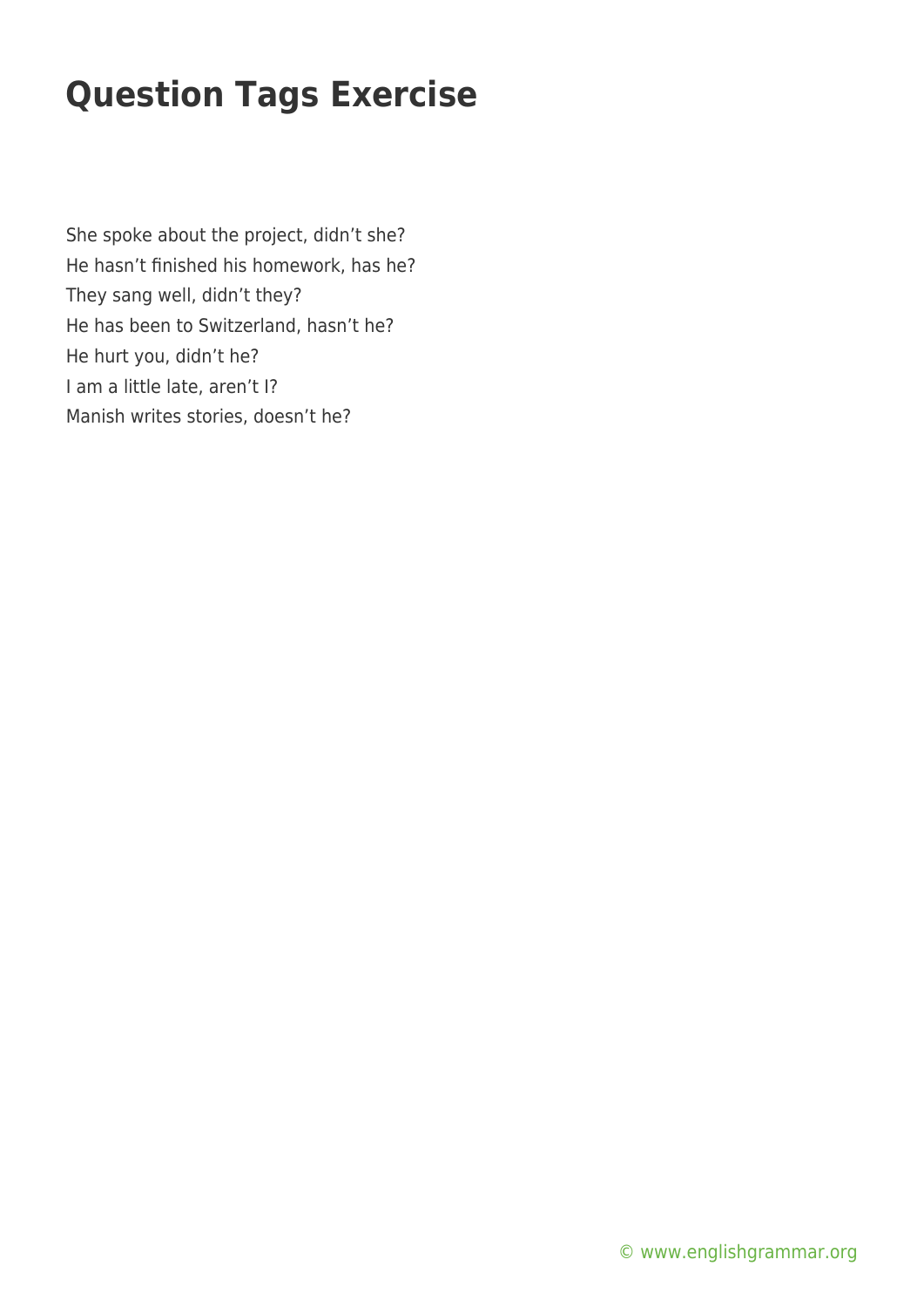# Question Tags Exercise

She spoke about the project, didn't she?
He hasn't finished his homework, has he?
They sang well, didn't they?
He has been to Switzerland, hasn't he?
He hurt you, didn't he?
I am a little late, aren't I?
Manish writes stories, doesn't he?